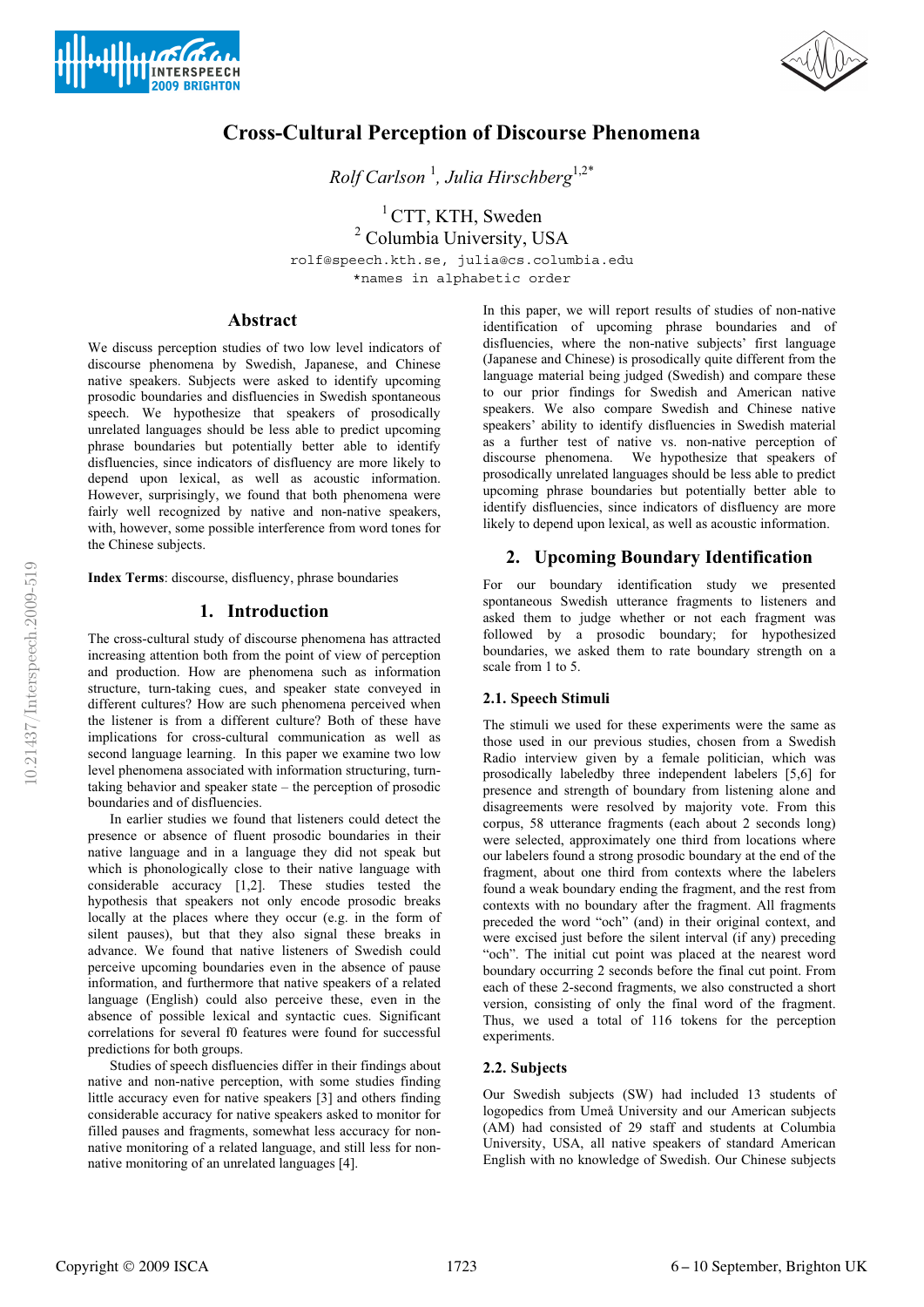# Cross-Cultural Perception of Discourse Phenomena

*Rolf Carlson* [1], *Julia Hirschberg*[1,2*]

[1] CTT, KTH, Sweden
[2] Columbia University, USA

rolf@speech.kth.se, julia@cs.columbia.edu
*names in alphabetic order

## Abstract

We discuss perception studies of two low level indicators of discourse phenomena by Swedish, Japanese, and Chinese native speakers. Subjects were asked to identify upcoming prosodic boundaries and disfluencies in Swedish spontaneous speech. We hypothesize that speakers of prosodically unrelated languages should be less able to predict upcoming phrase boundaries but potentially better able to identify disfluencies, since indicators of disfluency are more likely to depend upon lexical, as well as acoustic information. However, surprisingly, we found that both phenomena were fairly well recognized by native and non-native speakers, with, however, some possible interference from word tones for the Chinese subjects.

**Index Terms**: discourse, disfluency, phrase boundaries

## 1. Introduction

The cross-cultural study of discourse phenomena has attracted increasing attention both from the point of view of perception and production. How are phenomena such as information structure, turn-taking cues, and speaker state conveyed in different cultures? How are such phenomena perceived when the listener is from a different culture? Both of these have implications for cross-cultural communication as well as second language learning. In this paper we examine two low level phenomena associated with information structuring, turn-taking behavior and speaker state – the perception of prosodic boundaries and of disfluencies.

In earlier studies we found that listeners could detect the presence or absence of fluent prosodic boundaries in their native language and in a language they did not speak but which is phonologically close to their native language with considerable accuracy [1,2]. These studies tested the hypothesis that speakers not only encode prosodic breaks locally at the places where they occur (e.g. in the form of silent pauses), but that they also signal these breaks in advance. We found that native listeners of Swedish could perceive upcoming boundaries even in the absence of pause information, and furthermore that native speakers of a related language (English) could also perceive these, even in the absence of possible lexical and syntactic cues. Significant correlations for several f0 features were found for successful predictions for both groups.

Studies of speech disfluencies differ in their findings about native and non-native perception, with some studies finding little accuracy even for native speakers [3] and others finding considerable accuracy for native speakers asked to monitor for filled pauses and fragments, somewhat less accuracy for non-native monitoring of a related language, and still less for non-native monitoring of an unrelated languages [4].

In this paper, we will report results of studies of non-native identification of upcoming phrase boundaries and of disfluencies, where the non-native subjects' first language (Japanese and Chinese) is prosodically quite different from the language material being judged (Swedish) and compare these to our prior findings for Swedish and American native speakers. We also compare Swedish and Chinese native speakers' ability to identify disfluencies in Swedish material as a further test of native vs. non-native perception of discourse phenomena. We hypothesize that speakers of prosodically unrelated languages should be less able to predict upcoming phrase boundaries but potentially better able to identify disfluencies, since indicators of disfluency are more likely to depend upon lexical, as well as acoustic information.

## 2. Upcoming Boundary Identification

For our boundary identification study we presented spontaneous Swedish utterance fragments to listeners and asked them to judge whether or not each fragment was followed by a prosodic boundary; for hypothesized boundaries, we asked them to rate boundary strength on a scale from 1 to 5.

### 2.1. Speech Stimuli

The stimuli we used for these experiments were the same as those used in our previous studies, chosen from a Swedish Radio interview given by a female politician, which was prosodically labeledby three independent labelers [5,6] for presence and strength of boundary from listening alone and disagreements were resolved by majority vote. From this corpus, 58 utterance fragments (each about 2 seconds long) were selected, approximately one third from locations where our labelers found a strong prosodic boundary at the end of the fragment, about one third from contexts where the labelers found a weak boundary ending the fragment, and the rest from contexts with no boundary after the fragment. All fragments preceded the word "och" (and) in their original context, and were excised just before the silent interval (if any) preceding "och". The initial cut point was placed at the nearest word boundary occurring 2 seconds before the final cut point. From each of these 2-second fragments, we also constructed a short version, consisting of only the final word of the fragment. Thus, we used a total of 116 tokens for the perception experiments.

### 2.2. Subjects

Our Swedish subjects (SW) had included 13 students of logopedics from Umeå University and our American subjects (AM) had consisted of 29 staff and students at Columbia University, USA, all native speakers of standard American English with no knowledge of Swedish. Our Chinese subjects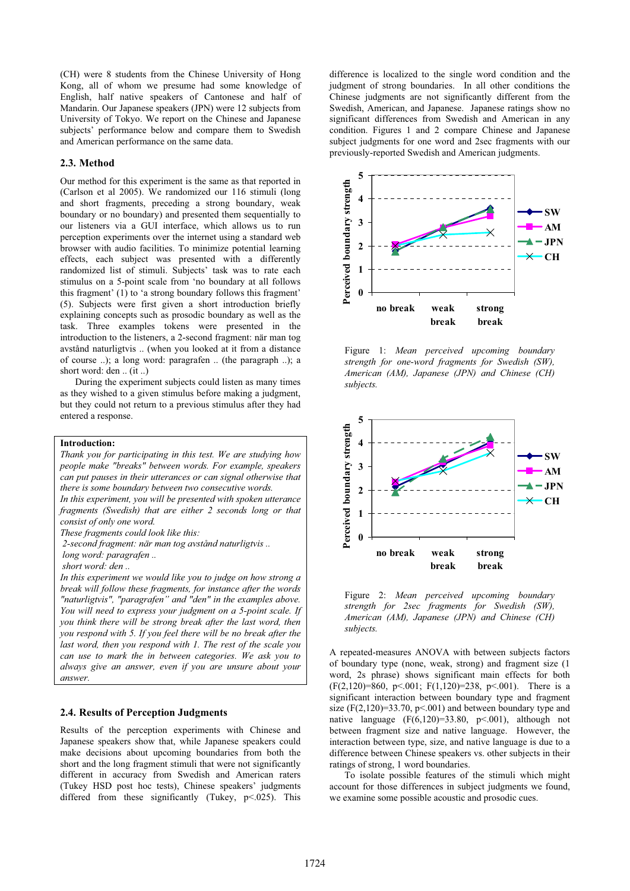(CH) were 8 students from the Chinese University of Hong Kong, all of whom we presume had some knowledge of English, half native speakers of Cantonese and half of Mandarin. Our Japanese speakers (JPN) were 12 subjects from University of Tokyo. We report on the Chinese and Japanese subjects' performance below and compare them to Swedish and American performance on the same data.

### 2.3. Method

Our method for this experiment is the same as that reported in (Carlson et al 2005). We randomized our 116 stimuli (long and short fragments, preceding a strong boundary, weak boundary or no boundary) and presented them sequentially to our listeners via a GUI interface, which allows us to run perception experiments over the internet using a standard web browser with audio facilities. To minimize potential learning effects, each subject was presented with a differently randomized list of stimuli. Subjects' task was to rate each stimulus on a 5-point scale from 'no boundary at all follows this fragment' (1) to 'a strong boundary follows this fragment' (5). Subjects were first given a short introduction briefly explaining concepts such as prosodic boundary as well as the task. Three examples tokens were presented in the introduction to the listeners, a 2-second fragment: när man tog avstånd naturligtvis .. (when you looked at it from a distance of course ..); a long word: paragrafen .. (the paragraph ..); a short word: den .. (it ..)

During the experiment subjects could listen as many times as they wished to a given stimulus before making a judgment, but they could not return to a previous stimulus after they had entered a response.

> **Introduction:**
> *Thank you for participating in this test. We are studying how people make "breaks" between words. For example, speakers can put pauses in their utterances or can signal otherwise that there is some boundary between two consecutive words.*
> *In this experiment, you will be presented with spoken utterance fragments (Swedish) that are either 2 seconds long or that consist of only one word.*
> *These fragments could look like this:*
> *2-second fragment: när man tog avstånd naturligtvis ..*
> *long word: paragrafen ..*
> *short word: den ..*
> *In this experiment we would like you to judge on how strong a break will follow these fragments, for instance after the words "naturligtvis", "paragrafen" and "den" in the examples above. You will need to express your judgment on a 5-point scale. If you think there will be strong break after the last word, then you respond with 5. If you feel there will be no break after the last word, then you respond with 1. The rest of the scale you can use to mark the in between categories. We ask you to always give an answer, even if you are unsure about your answer.*

### 2.4. Results of Perception Judgments

Results of the perception experiments with Chinese and Japanese speakers show that, while Japanese speakers could make decisions about upcoming boundaries from both the short and the long fragment stimuli that were not significantly different in accuracy from Swedish and American raters (Tukey HSD post hoc tests), Chinese speakers' judgments differed from these significantly (Tukey, $p<.025$). This difference is localized to the single word condition and the judgment of strong boundaries. In all other conditions the Chinese judgments are not significantly different from the Swedish, American, and Japanese. Japanese ratings show no significant differences from Swedish and American in any condition. Figures 1 and 2 compare Chinese and Japanese subject judgments for one word and 2sec fragments with our previously-reported Swedish and American judgments.

*Figure 1: Mean perceived upcoming boundary strength for one-word fragments for Swedish (SW), American (AM), Japanese (JPN) and Chinese (CH) subjects.*

*Figure 2: Mean perceived upcoming boundary strength for 2sec fragments for Swedish (SW), American (AM), Japanese (JPN) and Chinese (CH) subjects.*

A repeated-measures ANOVA with between subjects factors of boundary type (none, weak, strong) and fragment size (1 word, 2s phrase) shows significant main effects for both ($F(2,120)=860$, $p<.001$; $F(1,120)=238$, $p<.001$). There is a significant interaction between boundary type and fragment size ($F(2,120)=33.70$, $p<.001$) and between boundary type and native language ($F(6,120)=33.80$, $p<.001$), although not between fragment size and native language. However, the interaction between type, size, and native language is due to a difference between Chinese speakers vs. other subjects in their ratings of strong, 1 word boundaries.

To isolate possible features of the stimuli which might account for those differences in subject judgments we found, we examine some possible acoustic and prosodic cues.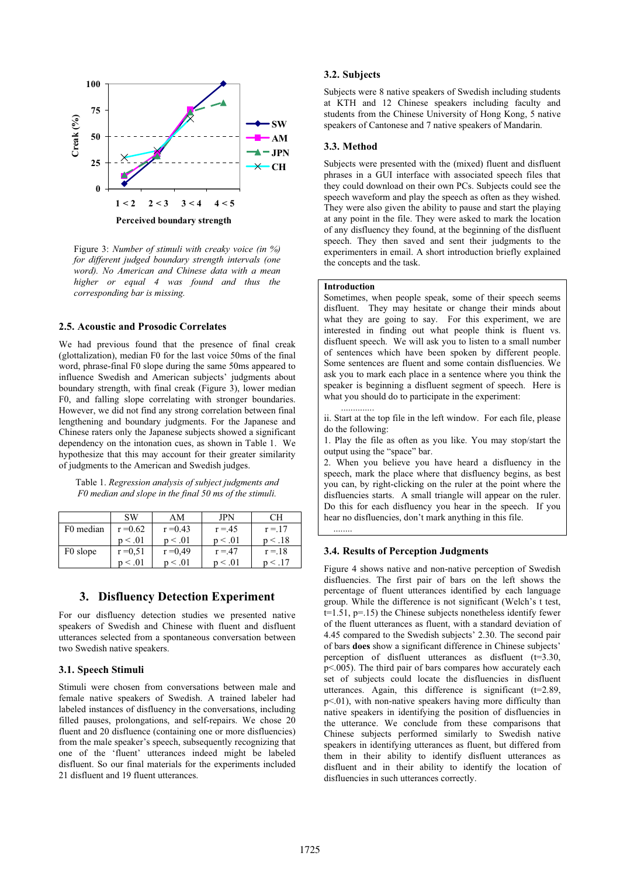Figure 3: *Number of stimuli with creaky voice (in %) for different judged boundary strength intervals (one word). No American and Chinese data with a mean higher or equal 4 was found and thus the corresponding bar is missing.*

### 2.5. Acoustic and Prosodic Correlates

We had previous found that the presence of final creak (glottalization), median F0 for the last voice 50ms of the final word, phrase-final F0 slope during the same 50ms appeared to influence Swedish and American subjects' judgments about boundary strength, with final creak (Figure 3), lower median F0, and falling slope correlating with stronger boundaries. However, we did not find any strong correlation between final lengthening and boundary judgments. For the Japanese and Chinese raters only the Japanese subjects showed a significant dependency on the intonation cues, as shown in Table 1. We hypothesize that this may account for their greater similarity of judgments to the American and Swedish judges.

Table 1. *Regression analysis of subject judgments and F0 median and slope in the final 50 ms of the stimuli.*

| | SW | AM | JPN | CH |
|---|---|---|---|---|
| F0 median | $r = 0.62$<br>$p < .01$ | $r = 0.43$<br>$p < .01$ | $r = .45$<br>$p < .01$ | $r = .17$<br>$p < .18$ |
| F0 slope | $r = 0{,}51$<br>$p < .01$ | $r = 0{,}49$<br>$p < .01$ | $r = .47$<br>$p < .01$ | $r = .18$<br>$p < .17$ |

## 3. Disfluency Detection Experiment

For our disfluency detection studies we presented native speakers of Swedish and Chinese with fluent and disfluent utterances selected from a spontaneous conversation between two Swedish native speakers.

### 3.1. Speech Stimuli

Stimuli were chosen from conversations between male and female native speakers of Swedish. A trained labeler had labeled instances of disfluency in the conversations, including filled pauses, prolongations, and self-repairs. We chose 20 fluent and 20 disfluence (containing one or more disfluencies) from the male speaker's speech, subsequently recognizing that one of the 'fluent' utterances indeed might be labeled disfluent. So our final materials for the experiments included 21 disfluent and 19 fluent utterances.

### 3.2. Subjects

Subjects were 8 native speakers of Swedish including students at KTH and 12 Chinese speakers including faculty and students from the Chinese University of Hong Kong, 5 native speakers of Cantonese and 7 native speakers of Mandarin.

### 3.3. Method

Subjects were presented with the (mixed) fluent and disfluent phrases in a GUI interface with associated speech files that they could download on their own PCs. Subjects could see the speech waveform and play the speech as often as they wished. They were also given the ability to pause and start the playing at any point in the file. They were asked to mark the location of any disfluency they found, at the beginning of the disfluent speech. They then saved and sent their judgments to the experimenters in email. A short introduction briefly explained the concepts and the task.

**Introduction**

Sometimes, when people speak, some of their speech seems disfluent. They may hesitate or change their minds about what they are going to say. For this experiment, we are interested in finding out what people think is fluent vs. disfluent speech. We will ask you to listen to a small number of sentences which have been spoken by different people. Some sentences are fluent and some contain disfluencies. We ask you to mark each place in a sentence where you think the speaker is beginning a disfluent segment of speech. Here is what you should do to participate in the experiment:

.............

ii. Start at the top file in the left window. For each file, please do the following:

1. Play the file as often as you like. You may stop/start the output using the "space" bar.
2. When you believe you have heard a disfluency in the speech, mark the place where that disfluency begins, as best you can, by right-clicking on the ruler at the point where the disfluencies starts. A small triangle will appear on the ruler. Do this for each disfluency you hear in the speech. If you hear no disfluencies, don't mark anything in this file.

........

### 3.4. Results of Perception Judgments

Figure 4 shows native and non-native perception of Swedish disfluencies. The first pair of bars on the left shows the percentage of fluent utterances identified by each language group. While the difference is not significant (Welch's t test, $t=1.51$, $p=.15$) the Chinese subjects nonetheless identify fewer of the fluent utterances as fluent, with a standard deviation of 4.45 compared to the Swedish subjects' 2.30. The second pair of bars **does** show a significant difference in Chinese subjects' perception of disfluent utterances as disfluent ($t=3.30$, $p<.005$). The third pair of bars compares how accurately each set of subjects could locate the disfluencies in disfluent utterances. Again, this difference is significant ($t=2.89$, $p<.01$), with non-native speakers having more difficulty than native speakers in identifying the position of disfluencies in the utterance. We conclude from these comparisons that Chinese subjects performed similarly to Swedish native speakers in identifying utterances as fluent, but differed from them in their ability to identify disfluent utterances as disfluent and in their ability to identify the location of disfluencies in such utterances correctly.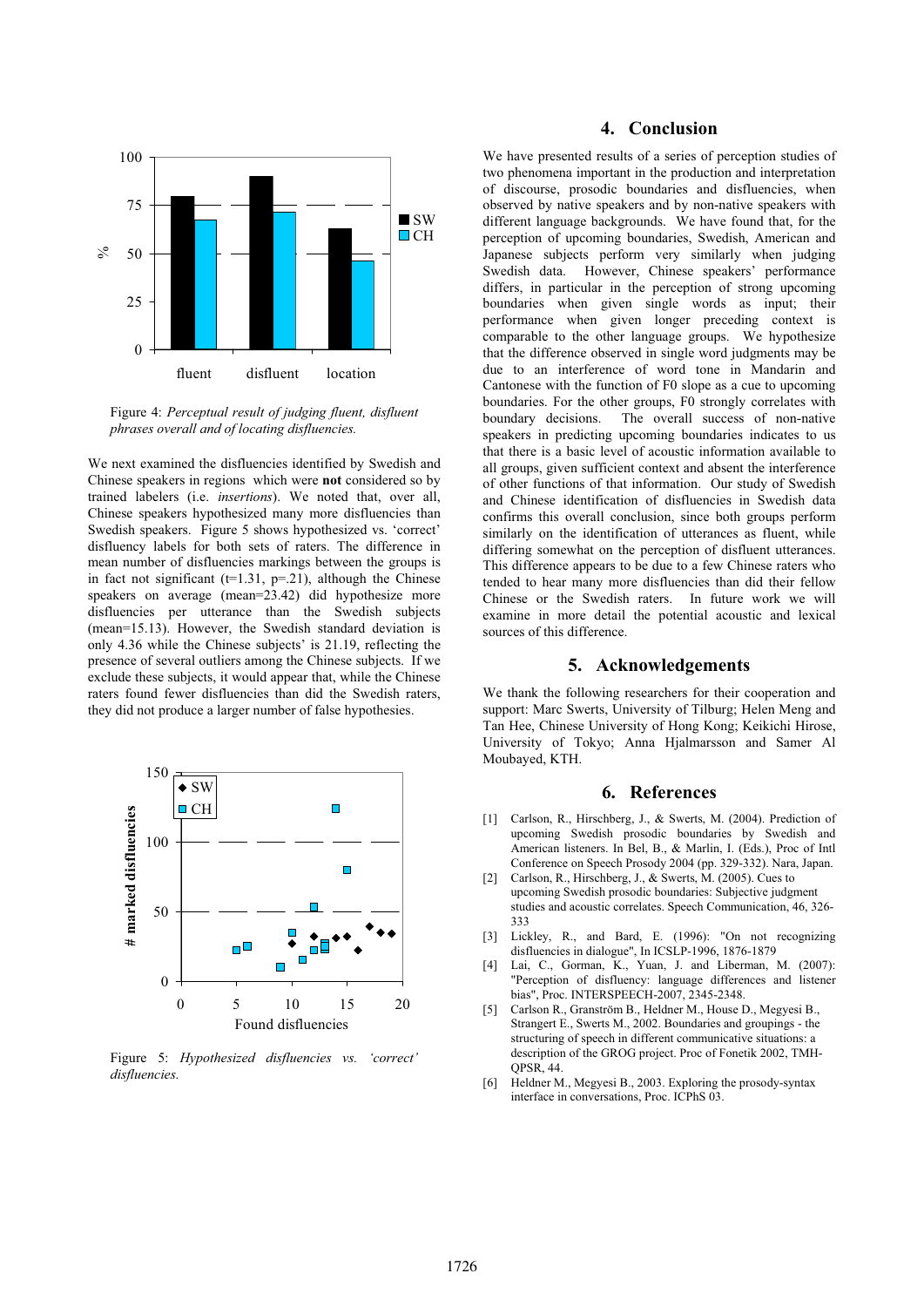100

75

%

50

25

0

fluent disfluent location

SW
CH

Figure 4: *Perceptual result of judging fluent, disfluent phrases overall and of locating disfluencies.*

We next examined the disfluencies identified by Swedish and Chinese speakers in regions which were **not** considered so by trained labelers (i.e. *insertions*). We noted that, over all, Chinese speakers hypothesized many more disfluencies than Swedish speakers. Figure 5 shows hypothesized vs. 'correct' disfluency labels for both sets of raters. The difference in mean number of disfluencies markings between the groups is in fact not significant (t=1.31, p=.21), although the Chinese speakers on average (mean=23.42) did hypothesize more disfluencies per utterance than the Swedish subjects (mean=15.13). However, the Swedish standard deviation is only 4.36 while the Chinese subjects' is 21.19, reflecting the presence of several outliers among the Chinese subjects. If we exclude these subjects, it would appear that, while the Chinese raters found fewer disfluencies than did the Swedish raters, they did not produce a larger number of false hypothesis.

150

100

50

0

0 5 10 15 20

\# marked disfluencies

Found disfluencies

SW
CH

Figure 5: *Hypothesized disfluencies vs. 'correct' disfluencies.*

## 4. Conclusion

We have presented results of a series of perception studies of two phenomena important in the production and interpretation of discourse, prosodic boundaries and disfluencies, when observed by native speakers and by non-native speakers with different language backgrounds. We have found that, for the perception of upcoming boundaries, Swedish, American and Japanese subjects perform very similarly when judging Swedish data. However, Chinese speakers' performance differs, in particular in the perception of strong upcoming boundaries when given single words as input; their performance when given longer preceding context is comparable to the other language groups. We hypothesize that the difference observed in single word judgments may be due to an interference of word tone in Mandarin and Cantonese with the function of F0 slope as a cue to upcoming boundaries. For the other groups, F0 strongly correlates with boundary decisions. The overall success of non-native speakers in predicting upcoming boundaries indicates to us that there is a basic level of acoustic information available to all groups, given sufficient context and absent the interference of other functions of that information. Our study of Swedish and Chinese identification of disfluencies in Swedish data confirms this overall conclusion, since both groups perform similarly on the identification of utterances as fluent, while differing somewhat on the perception of disfluent utterances. This difference appears to be due to a few Chinese raters who tended to hear many more disfluencies than did their fellow Chinese or the Swedish raters. In future work we will examine in more detail the potential acoustic and lexical sources of this difference.

## 5. Acknowledgements

We thank the following researchers for their cooperation and support: Marc Swerts, University of Tilburg; Helen Meng and Tan Hee, Chinese University of Hong Kong; Keikichi Hirose, University of Tokyo; Anna Hjalmarsson and Samer Al Moubayed, KTH.

## 6. References

[1] Carlson, R., Hirschberg, J., & Swerts, M. (2004). Prediction of upcoming Swedish prosodic boundaries by Swedish and American listeners. In Bel, B., & Marlin, I. (Eds.), Proc of Intl Conference on Speech Prosody 2004 (pp. 329-332). Nara, Japan.

[2] Carlson, R., Hirschberg, J., & Swerts, M. (2005). Cues to upcoming Swedish prosodic boundaries: Subjective judgment studies and acoustic correlates. Speech Communication, 46, 326-333

[3] Lickley, R., and Bard, E. (1996): "On not recognizing disfluencies in dialogue", In ICSLP-1996, 1876-1879

[4] Lai, C., Gorman, K., Yuan, J. and Liberman, M. (2007): "Perception of disfluency: language differences and listener bias", Proc. INTERSPEECH-2007, 2345-2348.

[5] Carlson R., Granström B., Heldner M., House D., Megyesi B., Strangert E., Swerts M., 2002. Boundaries and groupings - the structuring of speech in different communicative situations: a description of the GROG project. Proc of Fonetik 2002, TMH-QPSR, 44.

[6] Heldner M., Megyesi B., 2003. Exploring the prosody-syntax interface in conversations, Proc. ICPhS 03.